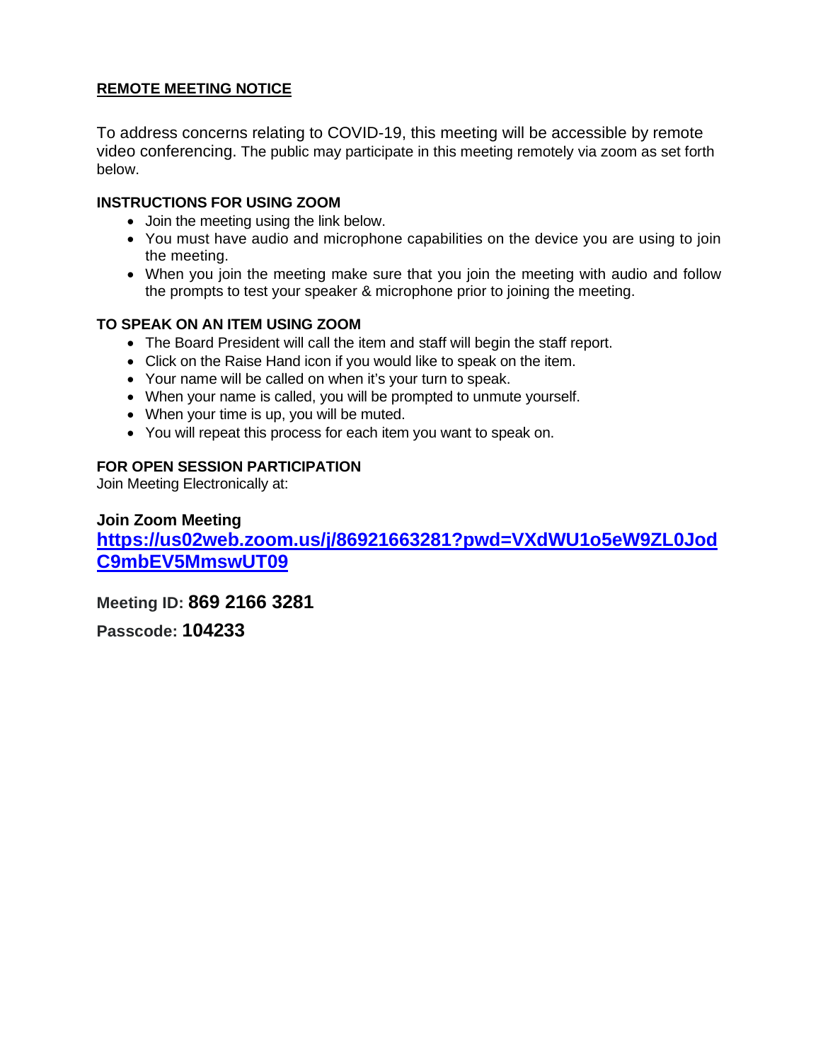## REMOTE MEETING NOTICE

To address concerns relating to COVID-19, this meeting will be accessible by remote video conferencing. The public may participate in this meeting remotely via zoom as set forth below.

### INSTRUCTIONS FOR USING ZOOM

- Join the meeting using the link below.
- You must have audio and microphone capabilities on the device you are using to join the meeting.
- When you join the meeting make sure that you join the meeting with audio and follow the prompts to test your speaker & microphone prior to joining the meeting.

### TO SPEAK ON AN ITEM USING ZOOM

- The Board President will call the item and staff will begin the staff report.
- Click on the Raise Hand icon if you would like to speak on the item.
- Your name will be called on when it's your turn to speak.
- When your name is called, you will be prompted to unmute yourself.
- When your time is up, you will be muted.
- You will repeat this process for each item you want to speak on.

### FOR OPEN SESSION PARTICIPATION

Join Meeting Electronically at:

**Join Zoom Meeting**

**https://us02web.zoom.us/j/86921663281?pwd=VXdWU1o5eW9ZL0JodC9mbEV5MmswUT09**

**Meeting ID: 869 2166 3281**

**Passcode: 104233**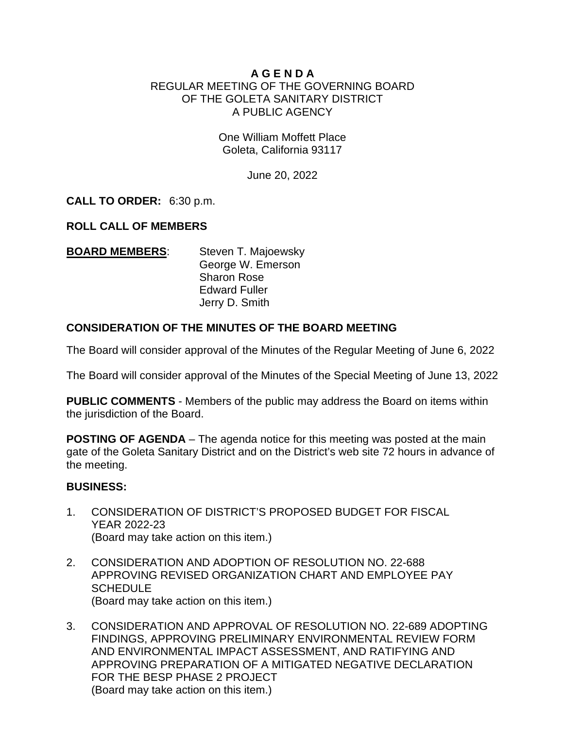**A G E N D A**

REGULAR MEETING OF THE GOVERNING BOARD
OF THE GOLETA SANITARY DISTRICT
A PUBLIC AGENCY

One William Moffett Place
Goleta, California 93117

June 20, 2022

**CALL TO ORDER:** 6:30 p.m.

**ROLL CALL OF MEMBERS**

**BOARD MEMBERS**:
Steven T. Majoewsky
George W. Emerson
Sharon Rose
Edward Fuller
Jerry D. Smith

**CONSIDERATION OF THE MINUTES OF THE BOARD MEETING**

The Board will consider approval of the Minutes of the Regular Meeting of June 6, 2022

The Board will consider approval of the Minutes of the Special Meeting of June 13, 2022

**PUBLIC COMMENTS** - Members of the public may address the Board on items within the jurisdiction of the Board.

**POSTING OF AGENDA** – The agenda notice for this meeting was posted at the main gate of the Goleta Sanitary District and on the District's web site 72 hours in advance of the meeting.

**BUSINESS:**

1. CONSIDERATION OF DISTRICT'S PROPOSED BUDGET FOR FISCAL YEAR 2022-23
(Board may take action on this item.)

2. CONSIDERATION AND ADOPTION OF RESOLUTION NO. 22-688 APPROVING REVISED ORGANIZATION CHART AND EMPLOYEE PAY SCHEDULE
(Board may take action on this item.)

3. CONSIDERATION AND APPROVAL OF RESOLUTION NO. 22-689 ADOPTING FINDINGS, APPROVING PRELIMINARY ENVIRONMENTAL REVIEW FORM AND ENVIRONMENTAL IMPACT ASSESSMENT, AND RATIFYING AND APPROVING PREPARATION OF A MITIGATED NEGATIVE DECLARATION FOR THE BESP PHASE 2 PROJECT
(Board may take action on this item.)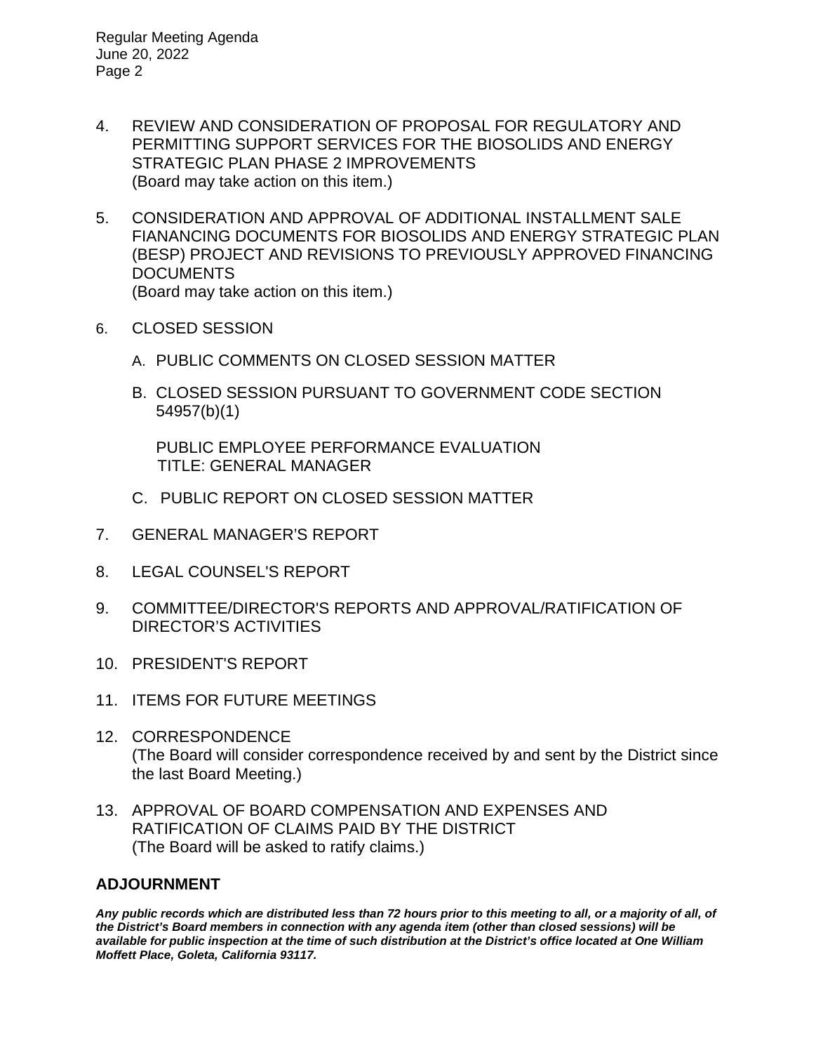4. REVIEW AND CONSIDERATION OF PROPOSAL FOR REGULATORY AND PERMITTING SUPPORT SERVICES FOR THE BIOSOLIDS AND ENERGY STRATEGIC PLAN PHASE 2 IMPROVEMENTS
   (Board may take action on this item.)

5. CONSIDERATION AND APPROVAL OF ADDITIONAL INSTALLMENT SALE FIANANCING DOCUMENTS FOR BIOSOLIDS AND ENERGY STRATEGIC PLAN (BESP) PROJECT AND REVISIONS TO PREVIOUSLY APPROVED FINANCING DOCUMENTS
   (Board may take action on this item.)

6. CLOSED SESSION

   A. PUBLIC COMMENTS ON CLOSED SESSION MATTER

   B. CLOSED SESSION PURSUANT TO GOVERNMENT CODE SECTION 54957(b)(1)

      PUBLIC EMPLOYEE PERFORMANCE EVALUATION
      TITLE: GENERAL MANAGER

   C. PUBLIC REPORT ON CLOSED SESSION MATTER

7. GENERAL MANAGER'S REPORT

8. LEGAL COUNSEL'S REPORT

9. COMMITTEE/DIRECTOR'S REPORTS AND APPROVAL/RATIFICATION OF DIRECTOR'S ACTIVITIES

10. PRESIDENT'S REPORT

11. ITEMS FOR FUTURE MEETINGS

12. CORRESPONDENCE
    (The Board will consider correspondence received by and sent by the District since the last Board Meeting.)

13. APPROVAL OF BOARD COMPENSATION AND EXPENSES AND RATIFICATION OF CLAIMS PAID BY THE DISTRICT
    (The Board will be asked to ratify claims.)

## ADJOURNMENT

***Any public records which are distributed less than 72 hours prior to this meeting to all, or a majority of all, of the District's Board members in connection with any agenda item (other than closed sessions) will be available for public inspection at the time of such distribution at the District's office located at One William Moffett Place, Goleta, California 93117.***